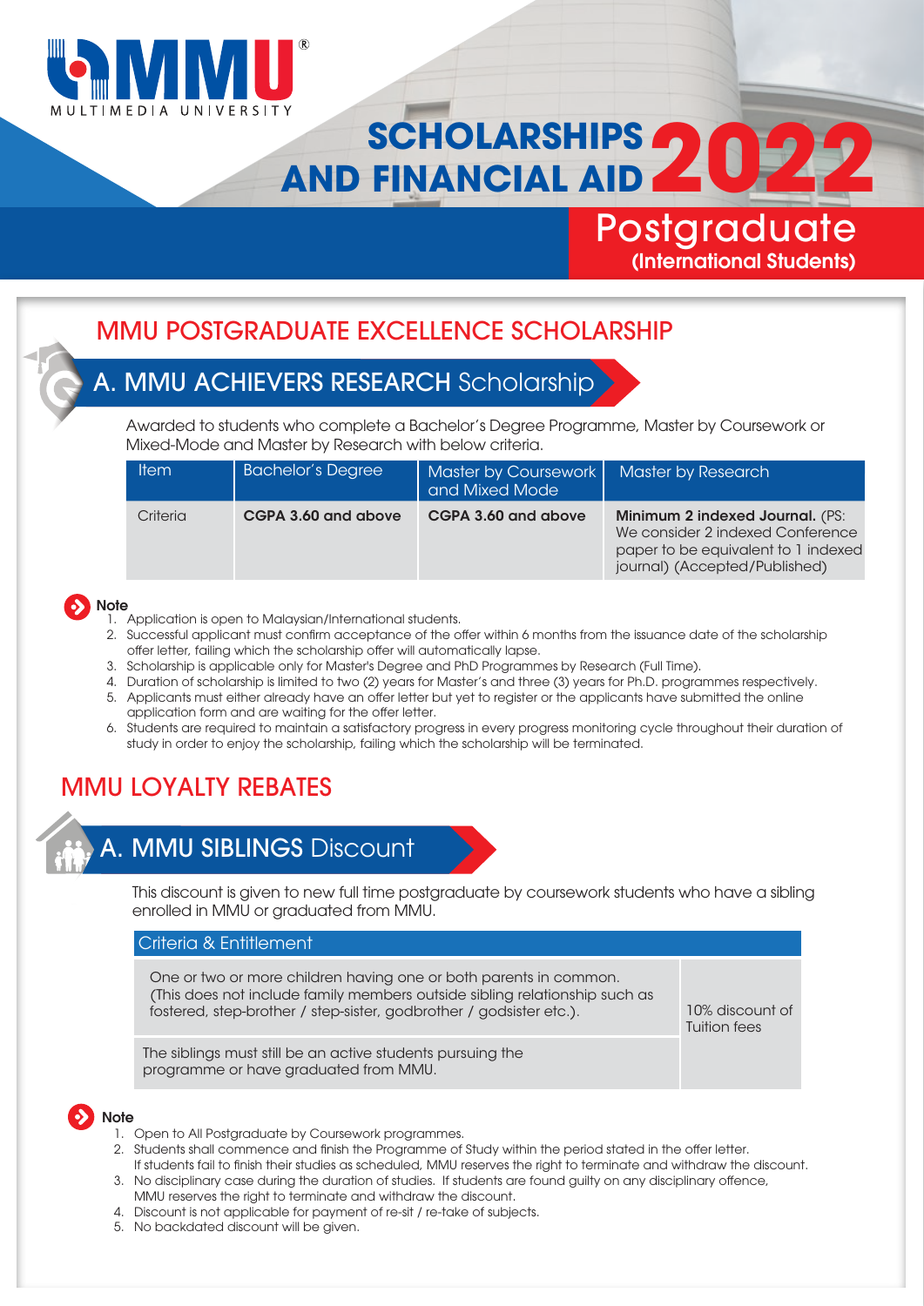# SCHOLARSHIPS AND FINANCIAL AID 2022

## Postgraduate (International Students)

## MMU POSTGRADUATE EXCELLENCE SCHOLARSHIP

### A. MMU ACHIEVERS RESEARCH Scholarship

Awarded to students who complete a Bachelor's Degree Programme, Master by Coursework or Mixed-Mode and Master by Research with below criteria.

| Item | Bachelor's Degree | Master by Coursework and Mixed Mode | Master by Research |
|---|---|---|---|
| Criteria | **CGPA 3.60 and above** | **CGPA 3.60 and above** | **Minimum 2 indexed Journal.** (PS: We consider 2 indexed Conference paper to be equivalent to 1 indexed journal) (Accepted/Published) |

**Note**

1. Application is open to Malaysian/International students.
2. Successful applicant must confirm acceptance of the offer within 6 months from the issuance date of the scholarship offer letter, failing which the scholarship offer will automatically lapse.
3. Scholarship is applicable only for Master's Degree and PhD Programmes by Research (Full Time).
4. Duration of scholarship is limited to two (2) years for Master's and three (3) years for Ph.D. programmes respectively.
5. Applicants must either already have an offer letter but yet to register or the applicants have submitted the online application form and are waiting for the offer letter.
6. Students are required to maintain a satisfactory progress in every progress monitoring cycle throughout their duration of study in order to enjoy the scholarship, failing which the scholarship will be terminated.

## MMU LOYALTY REBATES

### A. MMU SIBLINGS Discount

This discount is given to new full time postgraduate by coursework students who have a sibling enrolled in MMU or graduated from MMU.

| Criteria & Entitlement | |
|---|---|
| One or two or more children having one or both parents in common. (This does not include family members outside sibling relationship such as fostered, step-brother / step-sister, godbrother / godsister etc.). | 10% discount of Tuition fees |
| The siblings must still be an active students pursuing the programme or have graduated from MMU. | |

**Note**

1. Open to All Postgraduate by Coursework programmes.
2. Students shall commence and finish the Programme of Study within the period stated in the offer letter. If students fail to finish their studies as scheduled, MMU reserves the right to terminate and withdraw the discount.
3. No disciplinary case during the duration of studies. If students are found guilty on any disciplinary offence, MMU reserves the right to terminate and withdraw the discount.
4. Discount is not applicable for payment of re-sit / re-take of subjects.
5. No backdated discount will be given.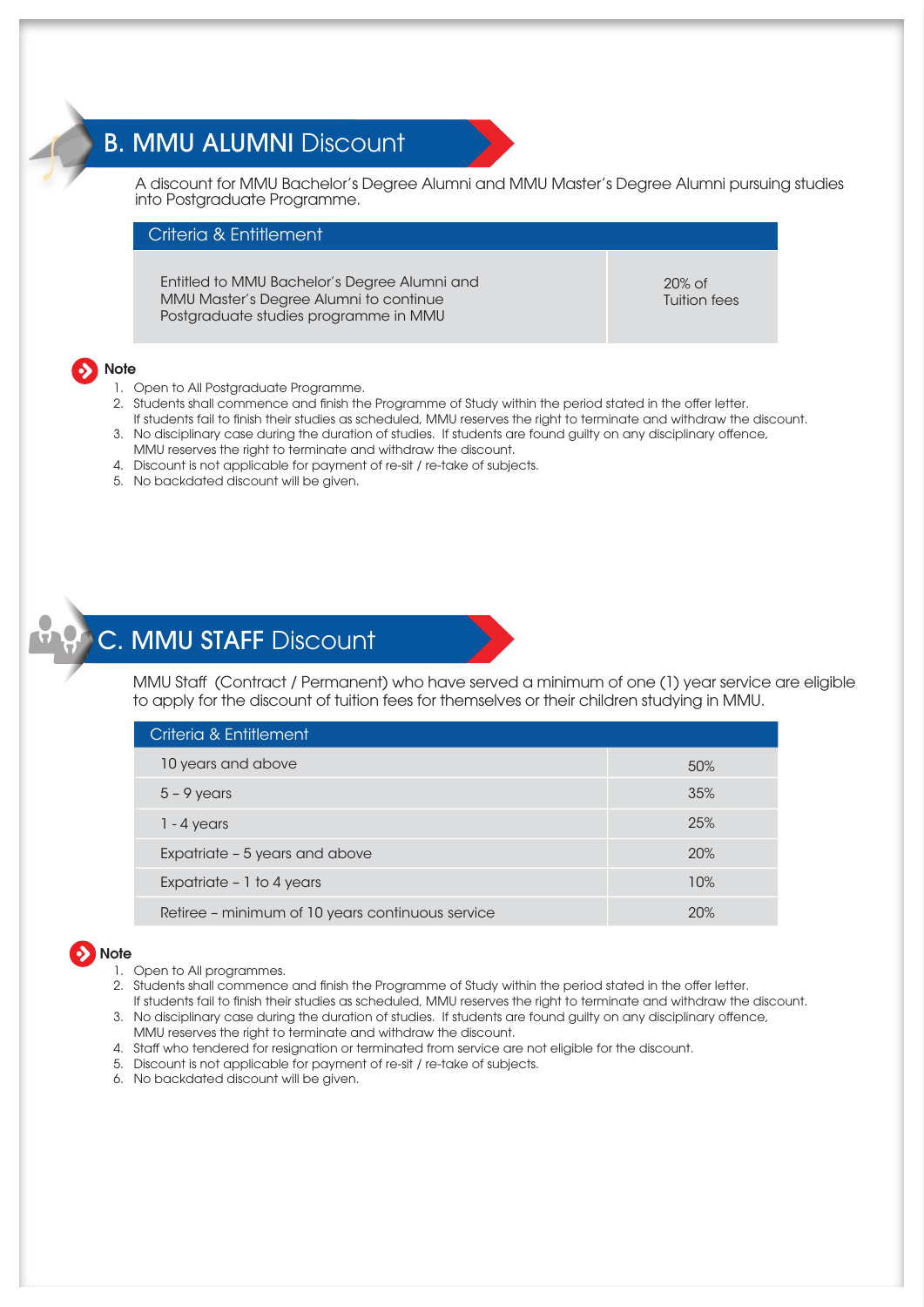## B. MMU ALUMNI Discount

A discount for MMU Bachelor's Degree Alumni and MMU Master's Degree Alumni pursuing studies into Postgraduate Programme.

| Criteria & Entitlement | |
|---|---|
| Entitled to MMU Bachelor's Degree Alumni and MMU Master's Degree Alumni to continue Postgraduate studies programme in MMU | 20% of Tuition fees |

**Note**

1. Open to All Postgraduate Programme.
2. Students shall commence and finish the Programme of Study within the period stated in the offer letter. If students fail to finish their studies as scheduled, MMU reserves the right to terminate and withdraw the discount.
3. No disciplinary case during the duration of studies. If students are found guilty on any disciplinary offence, MMU reserves the right to terminate and withdraw the discount.
4. Discount is not applicable for payment of re-sit / re-take of subjects.
5. No backdated discount will be given.

## C. MMU STAFF Discount

MMU Staff (Contract / Permanent) who have served a minimum of one (1) year service are eligible to apply for the discount of tuition fees for themselves or their children studying in MMU.

| Criteria & Entitlement | |
|---|---|
| 10 years and above | 50% |
| 5 – 9 years | 35% |
| 1 - 4 years | 25% |
| Expatriate – 5 years and above | 20% |
| Expatriate – 1 to 4 years | 10% |
| Retiree – minimum of 10 years continuous service | 20% |

**Note**

1. Open to All programmes.
2. Students shall commence and finish the Programme of Study within the period stated in the offer letter. If students fail to finish their studies as scheduled, MMU reserves the right to terminate and withdraw the discount.
3. No disciplinary case during the duration of studies. If students are found guilty on any disciplinary offence, MMU reserves the right to terminate and withdraw the discount.
4. Staff who tendered for resignation or terminated from service are not eligible for the discount.
5. Discount is not applicable for payment of re-sit / re-take of subjects.
6. No backdated discount will be given.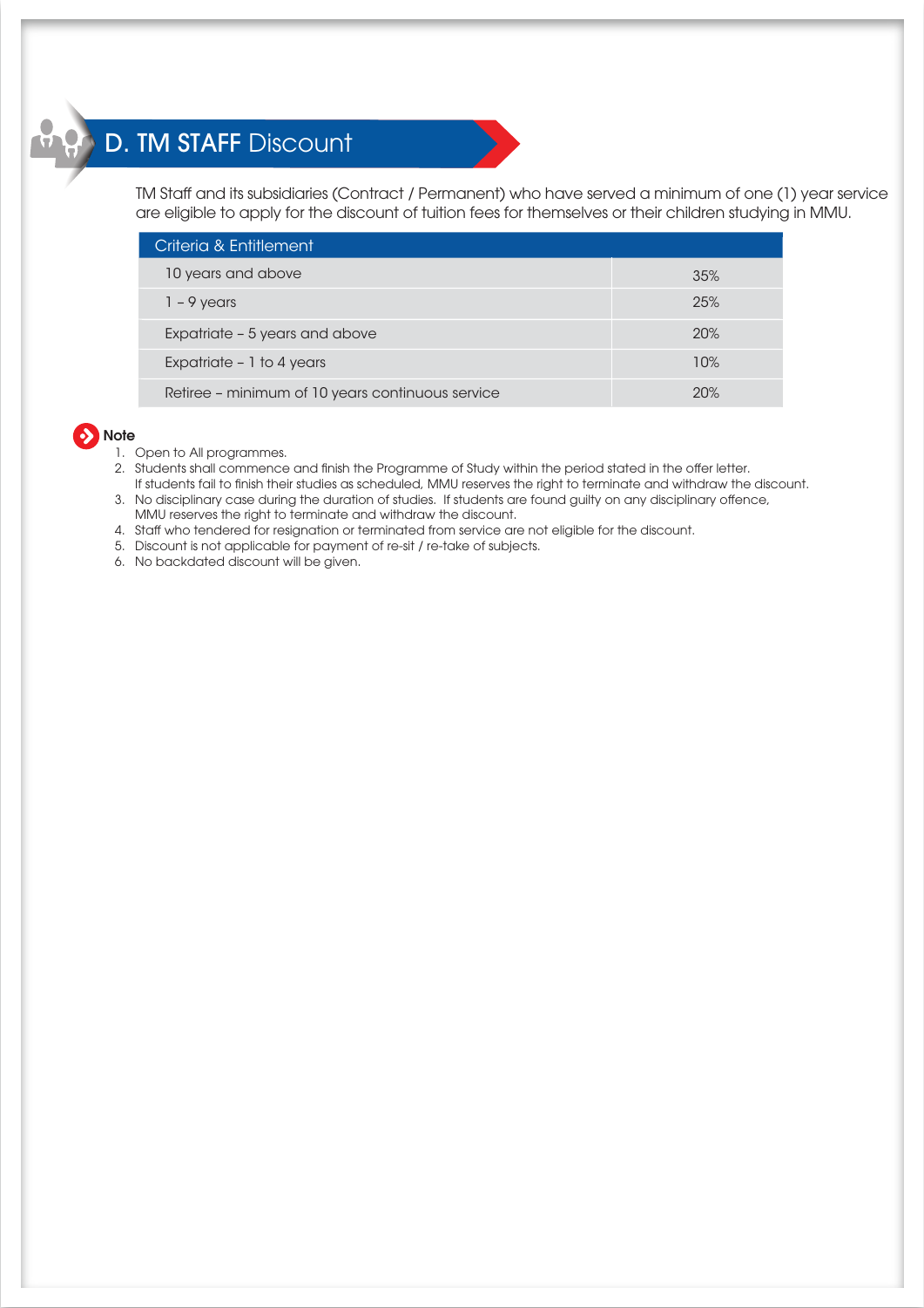## D. TM STAFF Discount

TM Staff and its subsidiaries (Contract / Permanent) who have served a minimum of one (1) year service are eligible to apply for the discount of tuition fees for themselves or their children studying in MMU.

| Criteria & Entitlement | |
|---|---|
| 10 years and above | 35% |
| 1 – 9 years | 25% |
| Expatriate – 5 years and above | 20% |
| Expatriate – 1 to 4 years | 10% |
| Retiree – minimum of 10 years continuous service | 20% |

**Note**

1. Open to All programmes.
2. Students shall commence and finish the Programme of Study within the period stated in the offer letter. If students fail to finish their studies as scheduled, MMU reserves the right to terminate and withdraw the discount.
3. No disciplinary case during the duration of studies. If students are found guilty on any disciplinary offence, MMU reserves the right to terminate and withdraw the discount.
4. Staff who tendered for resignation or terminated from service are not eligible for the discount.
5. Discount is not applicable for payment of re-sit / re-take of subjects.
6. No backdated discount will be given.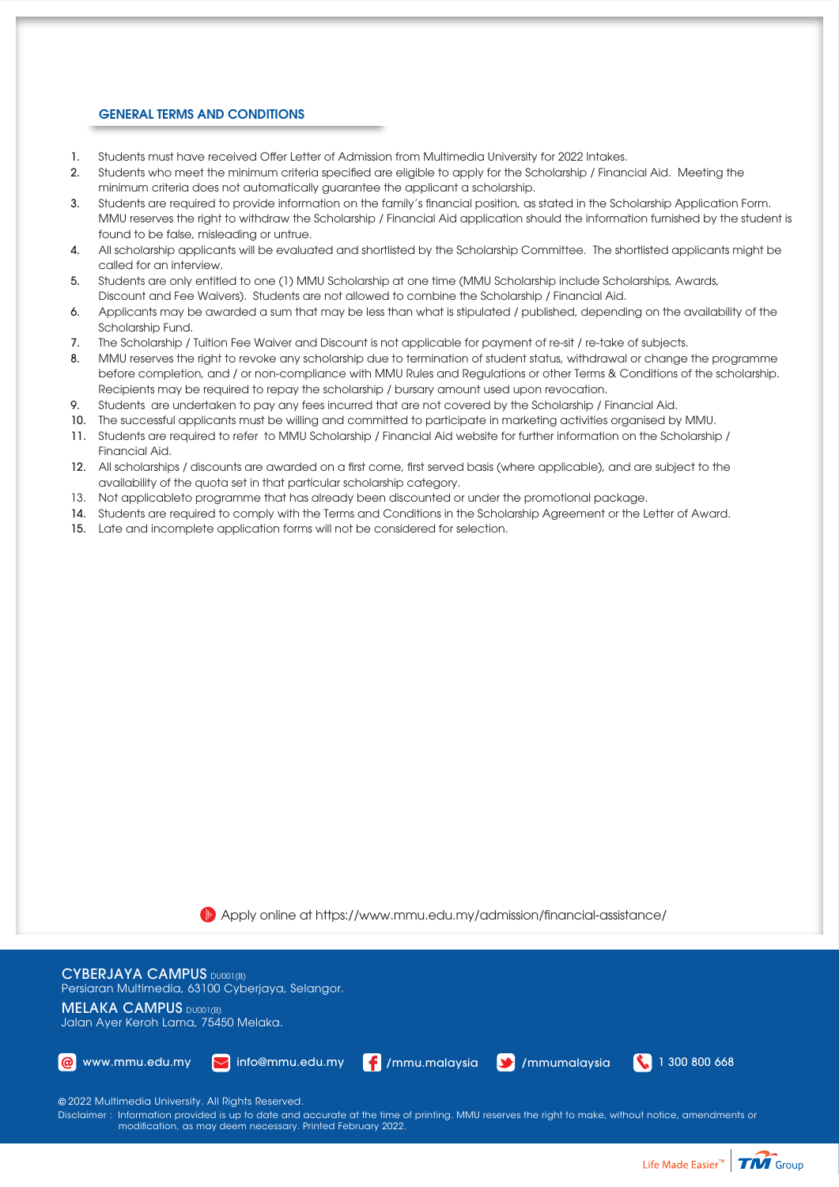## GENERAL TERMS AND CONDITIONS

1. Students must have received Offer Letter of Admission from Multimedia University for 2022 Intakes.
2. Students who meet the minimum criteria specified are eligible to apply for the Scholarship / Financial Aid. Meeting the minimum criteria does not automatically guarantee the applicant a scholarship.
3. Students are required to provide information on the family's financial position, as stated in the Scholarship Application Form. MMU reserves the right to withdraw the Scholarship / Financial Aid application should the information furnished by the student is found to be false, misleading or untrue.
4. All scholarship applicants will be evaluated and shortlisted by the Scholarship Committee. The shortlisted applicants might be called for an interview.
5. Students are only entitled to one (1) MMU Scholarship at one time (MMU Scholarship include Scholarships, Awards, Discount and Fee Waivers). Students are not allowed to combine the Scholarship / Financial Aid.
6. Applicants may be awarded a sum that may be less than what is stipulated / published, depending on the availability of the Scholarship Fund.
7. The Scholarship / Tuition Fee Waiver and Discount is not applicable for payment of re-sit / re-take of subjects.
8. MMU reserves the right to revoke any scholarship due to termination of student status, withdrawal or change the programme before completion, and / or non-compliance with MMU Rules and Regulations or other Terms & Conditions of the scholarship. Recipients may be required to repay the scholarship / bursary amount used upon revocation.
9. Students are undertaken to pay any fees incurred that are not covered by the Scholarship / Financial Aid.
10. The successful applicants must be willing and committed to participate in marketing activities organised by MMU.
11. Students are required to refer to MMU Scholarship / Financial Aid website for further information on the Scholarship / Financial Aid.
12. All scholarships / discounts are awarded on a first come, first served basis (where applicable), and are subject to the availability of the quota set in that particular scholarship category.
13. Not applicableto programme that has already been discounted or under the promotional package.
14. Students are required to comply with the Terms and Conditions in the Scholarship Agreement or the Letter of Award.
15. Late and incomplete application forms will not be considered for selection.

Apply online at https://www.mmu.edu.my/admission/financial-assistance/

**CYBERJAYA CAMPUS** DU001(B)
Persiaran Multimedia, 63100 Cyberjaya, Selangor.

**MELAKA CAMPUS** DU001(B)
Jalan Ayer Keroh Lama, 75450 Melaka.

www.mmu.edu.my | info@mmu.edu.my | /mmu.malaysia | /mmumalaysia | 1 300 800 668

© 2022 Multimedia University. All Rights Reserved.

Disclaimer : Information provided is up to date and accurate at the time of printing. MMU reserves the right to make, without notice, amendments or modification, as may deem necessary. Printed February 2022.

Life Made Easier™ | TM Group